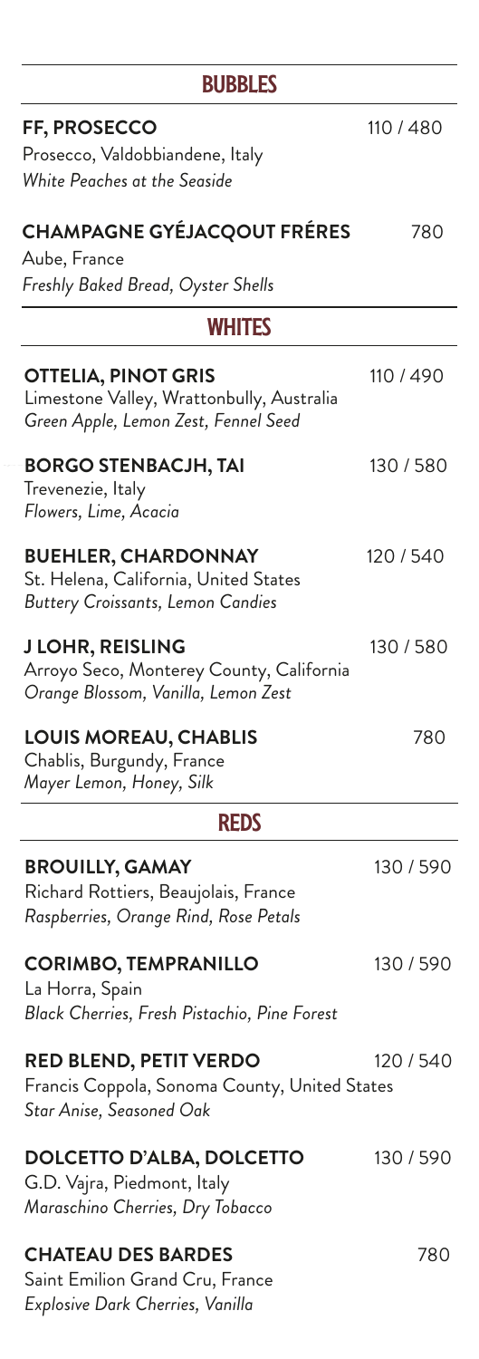## BUBBLES

**FF, PROSECCO** 110 / 480
Prosecco, Valdobbiendene, Italy
*White Peaches at the Seaside*

**CHAMPAGNE GYÉJACQOUT FRÉRES** 780
Aube, France
*Freshly Baked Bread, Oyster Shells*

## WHITES

**OTTELIA, PINOT GRIS** 110 / 490
Limestone Valley, Wrattonbully, Australia
*Green Apple, Lemon Zest, Fennel Seed*

**BORGO STENBACJH, TAI** 130 / 580
Trevenezie, Italy
*Flowers, Lime, Acacia*

**BUEHLER, CHARDONNAY** 120 / 540
St. Helena, California, United States
*Buttery Croissants, Lemon Candies*

**J LOHR, REISLING** 130 / 580
Arroyo Seco, Monterey County, California
*Orange Blossom, Vanilla, Lemon Zest*

**LOUIS MOREAU, CHABLIS** 780
Chablis, Burgundy, France
*Mayer Lemon, Honey, Silk*

## REDS

**BROUILLY, GAMAY** 130 / 590
Richard Rottiers, Beaujolais, France
*Raspberries, Orange Rind, Rose Petals*

**CORIMBO, TEMPRANILLO** 130 / 590
La Horra, Spain
*Black Cherries, Fresh Pistachio, Pine Forest*

**RED BLEND, PETIT VERDO** 120 / 540
Francis Coppola, Sonoma County, United States
*Star Anise, Seasoned Oak*

**DOLCETTO D'ALBA, DOLCETTO** 130 / 590
G.D. Vajra, Piedmont, Italy
*Maraschino Cherries, Dry Tobacco*

**CHATEAU DES BARDES** 780
Saint Emilion Grand Cru, France
*Explosive Dark Cherries, Vanilla*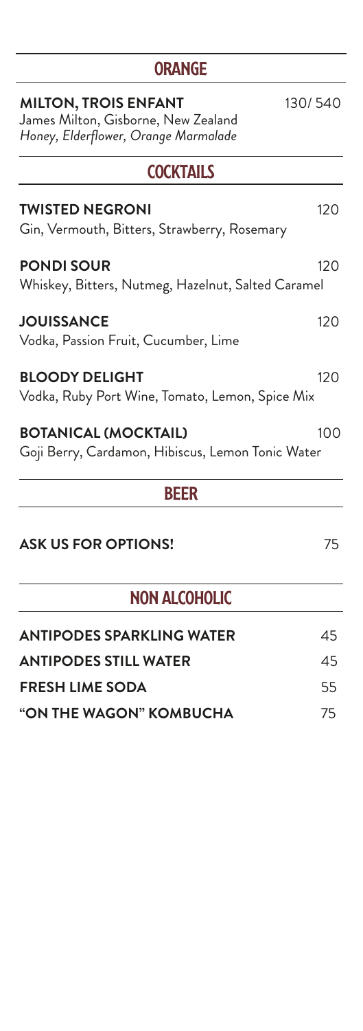## ORANGE

**MILTON, TROIS ENFANT** 130/ 540
James Milton, Gisborne, New Zealand
*Honey, Elderflower, Orange Marmalade*

## COCKTAILS

**TWISTED NEGRONI** 120
Gin, Vermouth, Bitters, Strawberry, Rosemary

**PONDI SOUR** 120
Whiskey, Bitters, Nutmeg, Hazelnut, Salted Caramel

**JOUISSANCE** 120
Vodka, Passion Fruit, Cucumber, Lime

**BLOODY DELIGHT** 120
Vodka, Ruby Port Wine, Tomato, Lemon, Spice Mix

**BOTANICAL (MOCKTAIL)** 100
Goji Berry, Cardamon, Hibiscus, Lemon Tonic Water

## BEER

**ASK US FOR OPTIONS!** 75

## NON ALCOHOLIC

**ANTIPODES SPARKLING WATER** 45
**ANTIPODES STILL WATER** 45
**FRESH LIME SODA** 55
**"ON THE WAGON" KOMBUCHA** 75